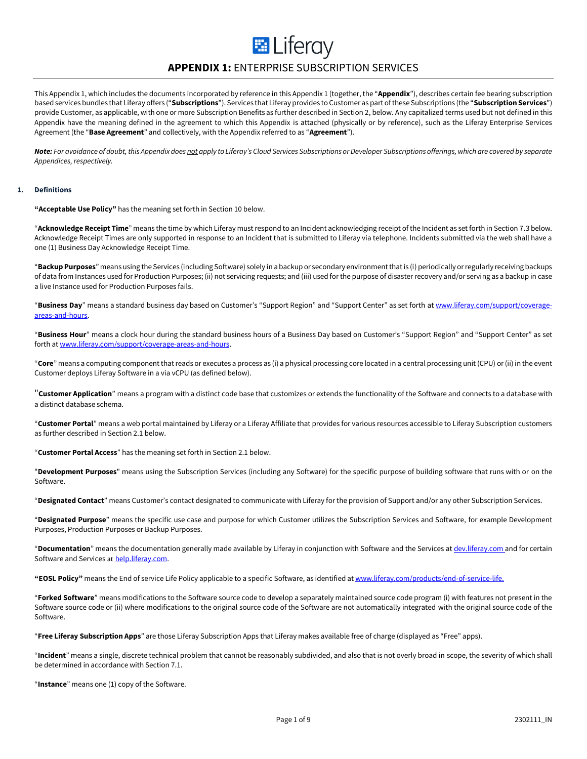# APPENDIX 1: ENTERPRISE SUBSCRIPTION SERVICES

This Appendix 1, which includes the documents incorporated by reference in this Appendix 1 (together, the "**Appendix**"), describes certain fee bearing subscription based services bundles that Liferay offers ("**Subscriptions**"). Services that Liferay provides to Customer as part of these Subscriptions (the "**Subscription Services**") provide Customer, as applicable, with one or more Subscription Benefits as further described in Section 2, below. Any capitalized terms used but not defined in this Appendix have the meaning defined in the agreement to which this Appendix is attached (physically or by reference), such as the Liferay Enterprise Services Agreement (the "**Base Agreement**" and collectively, with the Appendix referred to as "**Agreement**").

***Note:*** *For avoidance of doubt, this Appendix does <u>not</u> apply to Liferay's Cloud Services Subscriptions or Developer Subscriptions offerings, which are covered by separate Appendices, respectively.*

## 1. Definitions

**"Acceptable Use Policy"** has the meaning set forth in Section 10 below.

"**Acknowledge Receipt Time**" means the time by which Liferay must respond to an Incident acknowledging receipt of the Incident as set forth in Section 7.3 below. Acknowledge Receipt Times are only supported in response to an Incident that is submitted to Liferay via telephone. Incidents submitted via the web shall have a one (1) Business Day Acknowledge Receipt Time.

"**Backup Purposes**" means using the Services (including Software) solely in a backup or secondary environment that is (i) periodically or regularly receiving backups of data from Instances used for Production Purposes; (ii) not servicing requests; and (iii) used for the purpose of disaster recovery and/or serving as a backup in case a live Instance used for Production Purposes fails.

"**Business Day**" means a standard business day based on Customer's "Support Region" and "Support Center" as set forth at [www.liferay.com/support/coverage-areas-and-hours](www.liferay.com/support/coverage-areas-and-hours).

"**Business Hour**" means a clock hour during the standard business hours of a Business Day based on Customer's "Support Region" and "Support Center" as set forth at [www.liferay.com/support/coverage-areas-and-hours](www.liferay.com/support/coverage-areas-and-hours).

"**Core**" means a computing component that reads or executes a process as (i) a physical processing core located in a central processing unit (CPU) or (ii) in the event Customer deploys Liferay Software in a via vCPU (as defined below).

"**Customer Application**" means a program with a distinct code base that customizes or extends the functionality of the Software and connects to a database with a distinct database schema.

"**Customer Portal**" means a web portal maintained by Liferay or a Liferay Affiliate that provides for various resources accessible to Liferay Subscription customers as further described in Section 2.1 below.

"**Customer Portal Access**" has the meaning set forth in Section 2.1 below.

"**Development Purposes**" means using the Subscription Services (including any Software) for the specific purpose of building software that runs with or on the Software.

"**Designated Contact**" means Customer's contact designated to communicate with Liferay for the provision of Support and/or any other Subscription Services.

"**Designated Purpose**" means the specific use case and purpose for which Customer utilizes the Subscription Services and Software, for example Development Purposes, Production Purposes or Backup Purposes.

"**Documentation**" means the documentation generally made available by Liferay in conjunction with Software and the Services at [dev.liferay.com](dev.liferay.com) and for certain Software and Services at [help.liferay.com](help.liferay.com).

**"EOSL Policy"** means the End of service Life Policy applicable to a specific Software, as identified at [www.liferay.com/products/end-of-service-life.](www.liferay.com/products/end-of-service-life)

"**Forked Software**" means modifications to the Software source code to develop a separately maintained source code program (i) with features not present in the Software source code or (ii) where modifications to the original source code of the Software are not automatically integrated with the original source code of the Software.

"**Free Liferay Subscription Apps**" are those Liferay Subscription Apps that Liferay makes available free of charge (displayed as "Free" apps).

"**Incident**" means a single, discrete technical problem that cannot be reasonably subdivided, and also that is not overly broad in scope, the severity of which shall be determined in accordance with Section 7.1.

"**Instance**" means one (1) copy of the Software.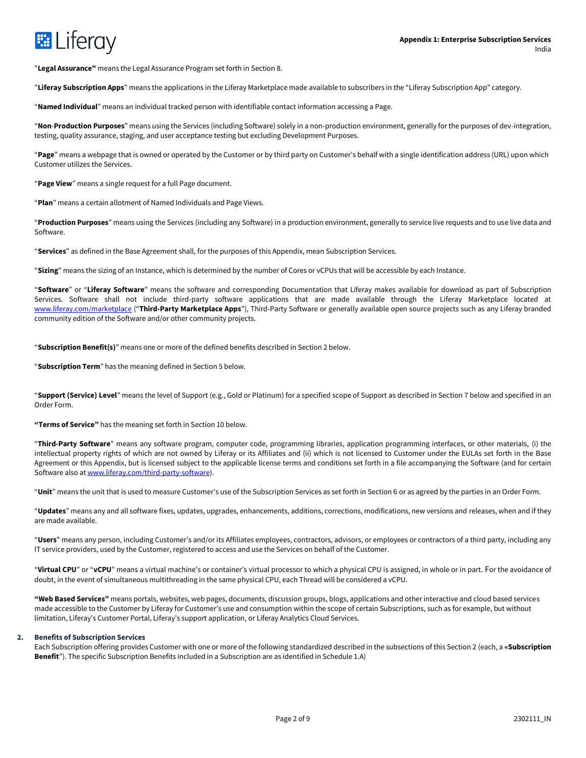"**Legal Assurance"** means the Legal Assurance Program set forth in Section 8.

"**Liferay Subscription Apps**" means the applications in the Liferay Marketplace made available to subscribers in the "Liferay Subscription App" category.

"**Named Individual**" means an individual tracked person with identifiable contact information accessing a Page.

"**Non**-**Production Purposes**" means using the Services (including Software) solely in a non-production environment, generally for the purposes of dev-integration, testing, quality assurance, staging, and user acceptance testing but excluding Development Purposes.

"**Page**" means a webpage that is owned or operated by the Customer or by third party on Customer's behalf with a single identification address (URL) upon which Customer utilizes the Services.

"**Page View**" means a single request for a full Page document.

"**Plan**" means a certain allotment of Named Individuals and Page Views.

"**Production Purposes**" means using the Services (including any Software) in a production environment, generally to service live requests and to use live data and Software.

"**Services**" as defined in the Base Agreement shall, for the purposes of this Appendix, mean Subscription Services.

"**Sizing**" means the sizing of an Instance, which is determined by the number of Cores or vCPUs that will be accessible by each Instance.

"**Software**" or "**Liferay Software**" means the software and corresponding Documentation that Liferay makes available for download as part of Subscription Services. Software shall not include third-party software applications that are made available through the Liferay Marketplace located at www.liferay.com/marketplace ("**Third-Party Marketplace Apps**"), Third-Party Software or generally available open source projects such as any Liferay branded community edition of the Software and/or other community projects.

"**Subscription Benefit(s)**" means one or more of the defined benefits described in Section 2 below.

"**Subscription Term**" has the meaning defined in Section 5 below.

"**Support (Service) Level**" means the level of Support (e.g., Gold or Platinum) for a specified scope of Support as described in Section 7 below and specified in an Order Form.

**"Terms of Service"** has the meaning set forth in Section 10 below.

"**Third-Party Software**" means any software program, computer code, programming libraries, application programming interfaces, or other materials, (i) the intellectual property rights of which are not owned by Liferay or its Affiliates and (ii) which is not licensed to Customer under the EULAs set forth in the Base Agreement or this Appendix, but is licensed subject to the applicable license terms and conditions set forth in a file accompanying the Software (and for certain Software also at www.liferay.com/third-party-software).

"**Unit**" means the unit that is used to measure Customer's use of the Subscription Services as set forth in Section 6 or as agreed by the parties in an Order Form.

"**Updates**" means any and all software fixes, updates, upgrades, enhancements, additions, corrections, modifications, new versions and releases, when and if they are made available.

"**Users**" means any person, including Customer's and/or its Affiliates employees, contractors, advisors, or employees or contractors of a third party, including any IT service providers, used by the Customer, registered to access and use the Services on behalf of the Customer.

"**Virtual CPU**" or "**vCPU**" means a virtual machine's or container's virtual processor to which a physical CPU is assigned, in whole or in part. For the avoidance of doubt, in the event of simultaneous multithreading in the same physical CPU, each Thread will be considered a vCPU.

**"Web Based Services"** means portals, websites, web pages, documents, discussion groups, blogs, applications and other interactive and cloud based services made accessible to the Customer by Liferay for Customer's use and consumption within the scope of certain Subscriptions, such as for example, but without limitation, Liferay's Customer Portal, Liferay's support application, or Liferay Analytics Cloud Services.

## 2. Benefits of Subscription Services

Each Subscription offering provides Customer with one or more of the following standardized described in the subsections of this Section 2 (each, a «**Subscription Benefit**"). The specific Subscription Benefits included in a Subscription are as identified in Schedule 1.A)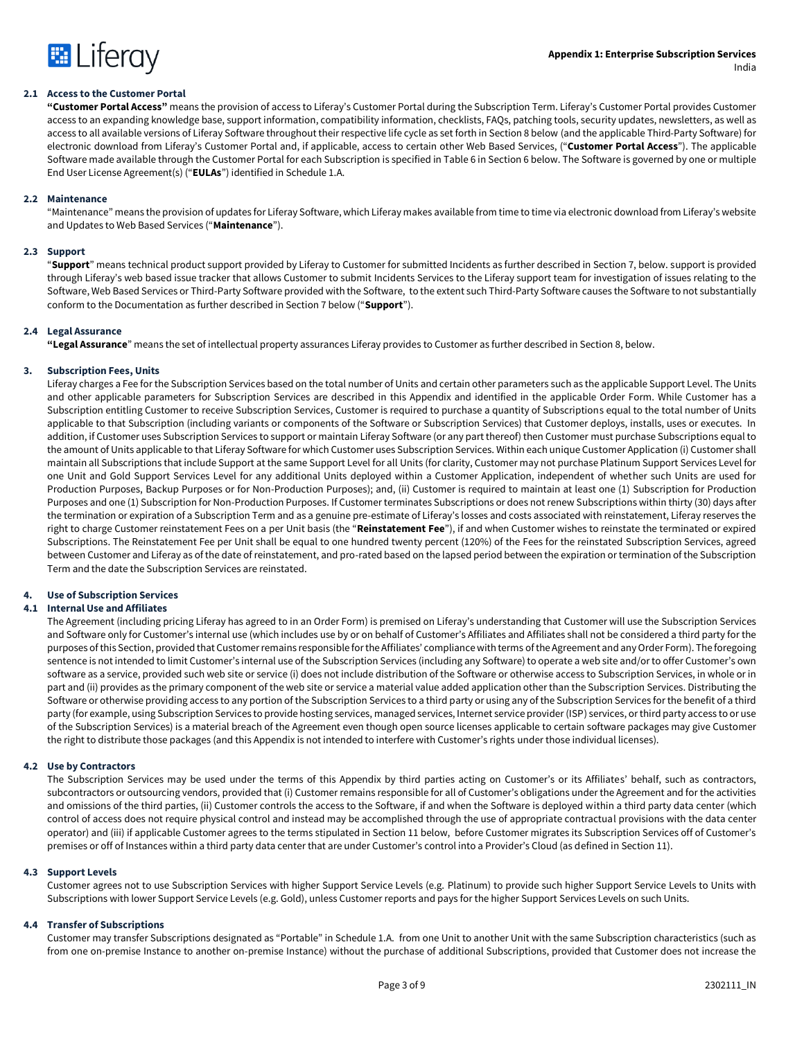#### 2.1 Access to the Customer Portal

**"Customer Portal Access"** means the provision of access to Liferay's Customer Portal during the Subscription Term. Liferay's Customer Portal provides Customer access to an expanding knowledge base, support information, compatibility information, checklists, FAQs, patching tools, security updates, newsletters, as well as access to all available versions of Liferay Software throughout their respective life cycle as set forth in Section 8 below (and the applicable Third-Party Software) for electronic download from Liferay's Customer Portal and, if applicable, access to certain other Web Based Services, ("**Customer Portal Access**"). The applicable Software made available through the Customer Portal for each Subscription is specified in Table 6 in Section 6 below. The Software is governed by one or multiple End User License Agreement(s) ("**EULAs**") identified in Schedule 1.A.

#### 2.2 Maintenance

"Maintenance" means the provision of updates for Liferay Software, which Liferay makes available from time to time via electronic download from Liferay's website and Updates to Web Based Services ("**Maintenance**").

#### 2.3 Support

"**Support**" means technical product support provided by Liferay to Customer for submitted Incidents as further described in Section 7, below. support is provided through Liferay's web based issue tracker that allows Customer to submit Incidents Services to the Liferay support team for investigation of issues relating to the Software, Web Based Services or Third-Party Software provided with the Software, to the extent such Third-Party Software causes the Software to not substantially conform to the Documentation as further described in Section 7 below ("**Support**").

#### 2.4 Legal Assurance

**"Legal Assurance"** means the set of intellectual property assurances Liferay provides to Customer as further described in Section 8, below.

### 3. Subscription Fees, Units

Liferay charges a Fee for the Subscription Services based on the total number of Units and certain other parameters such as the applicable Support Level. The Units and other applicable parameters for Subscription Services are described in this Appendix and identified in the applicable Order Form. While Customer has a Subscription entitling Customer to receive Subscription Services, Customer is required to purchase a quantity of Subscriptions equal to the total number of Units applicable to that Subscription (including variants or components of the Software or Subscription Services) that Customer deploys, installs, uses or executes. In addition, if Customer uses Subscription Services to support or maintain Liferay Software (or any part thereof) then Customer must purchase Subscriptions equal to the amount of Units applicable to that Liferay Software for which Customer uses Subscription Services. Within each unique Customer Application (i) Customer shall maintain all Subscriptions that include Support at the same Support Level for all Units (for clarity, Customer may not purchase Platinum Support Services Level for one Unit and Gold Support Services Level for any additional Units deployed within a Customer Application, independent of whether such Units are used for Production Purposes, Backup Purposes or for Non-Production Purposes); and, (ii) Customer is required to maintain at least one (1) Subscription for Production Purposes and one (1) Subscription for Non-Production Purposes. If Customer terminates Subscriptions or does not renew Subscriptions within thirty (30) days after the termination or expiration of a Subscription Term and as a genuine pre-estimate of Liferay's losses and costs associated with reinstatement, Liferay reserves the right to charge Customer reinstatement Fees on a per Unit basis (the "**Reinstatement Fee**"), if and when Customer wishes to reinstate the terminated or expired Subscriptions. The Reinstatement Fee per Unit shall be equal to one hundred twenty percent (120%) of the Fees for the reinstated Subscription Services, agreed between Customer and Liferay as of the date of reinstatement, and pro-rated based on the lapsed period between the expiration or termination of the Subscription Term and the date the Subscription Services are reinstated.

### 4. Use of Subscription Services

#### 4.1 Internal Use and Affiliates

The Agreement (including pricing Liferay has agreed to in an Order Form) is premised on Liferay's understanding that Customer will use the Subscription Services and Software only for Customer's internal use (which includes use by or on behalf of Customer's Affiliates and Affiliates shall not be considered a third party for the purposes of this Section, provided that Customer remains responsible for the Affiliates' compliance with terms of the Agreement and any Order Form). The foregoing sentence is not intended to limit Customer's internal use of the Subscription Services (including any Software) to operate a web site and/or to offer Customer's own software as a service, provided such web site or service (i) does not include distribution of the Software or otherwise access to Subscription Services, in whole or in part and (ii) provides as the primary component of the web site or service a material value added application other than the Subscription Services. Distributing the Software or otherwise providing access to any portion of the Subscription Services to a third party or using any of the Subscription Services for the benefit of a third party (for example, using Subscription Services to provide hosting services, managed services, Internet service provider (ISP) services, or third party access to or use of the Subscription Services) is a material breach of the Agreement even though open source licenses applicable to certain software packages may give Customer the right to distribute those packages (and this Appendix is not intended to interfere with Customer's rights under those individual licenses).

#### 4.2 Use by Contractors

The Subscription Services may be used under the terms of this Appendix by third parties acting on Customer's or its Affiliates' behalf, such as contractors, subcontractors or outsourcing vendors, provided that (i) Customer remains responsible for all of Customer's obligations under the Agreement and for the activities and omissions of the third parties, (ii) Customer controls the access to the Software, if and when the Software is deployed within a third party data center (which control of access does not require physical control and instead may be accomplished through the use of appropriate contractual provisions with the data center operator) and (iii) if applicable Customer agrees to the terms stipulated in Section 11 below, before Customer migrates its Subscription Services off of Customer's premises or off of Instances within a third party data center that are under Customer's control into a Provider's Cloud (as defined in Section 11).

#### 4.3 Support Levels

Customer agrees not to use Subscription Services with higher Support Service Levels (e.g. Platinum) to provide such higher Support Service Levels to Units with Subscriptions with lower Support Service Levels (e.g. Gold), unless Customer reports and pays for the higher Support Services Levels on such Units.

#### 4.4 Transfer of Subscriptions

Customer may transfer Subscriptions designated as "Portable" in Schedule 1.A. from one Unit to another Unit with the same Subscription characteristics (such as from one on-premise Instance to another on-premise Instance) without the purchase of additional Subscriptions, provided that Customer does not increase the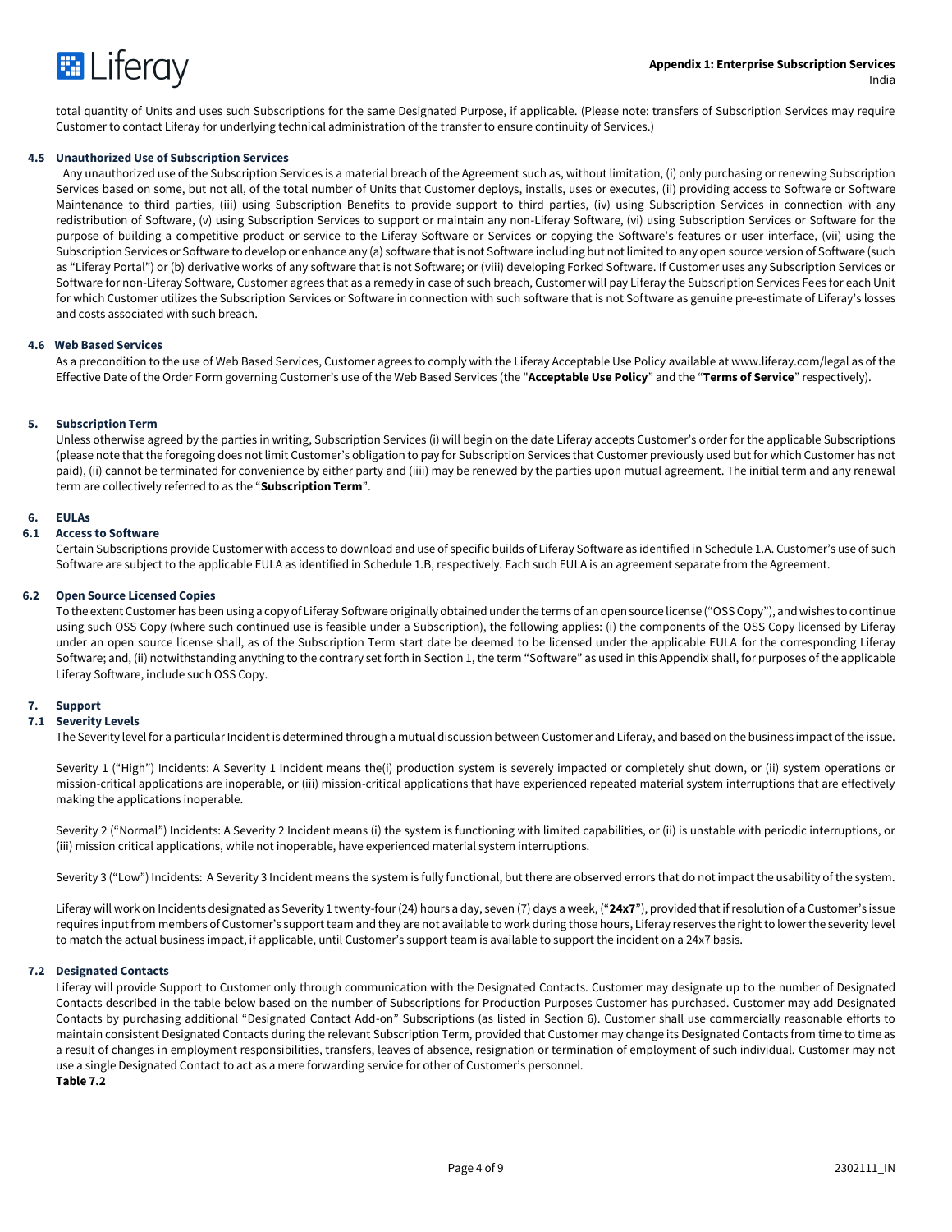total quantity of Units and uses such Subscriptions for the same Designated Purpose, if applicable. (Please note: transfers of Subscription Services may require Customer to contact Liferay for underlying technical administration of the transfer to ensure continuity of Services.)

### 4.5 Unauthorized Use of Subscription Services

Any unauthorized use of the Subscription Services is a material breach of the Agreement such as, without limitation, (i) only purchasing or renewing Subscription Services based on some, but not all, of the total number of Units that Customer deploys, installs, uses or executes, (ii) providing access to Software or Software Maintenance to third parties, (iii) using Subscription Benefits to provide support to third parties, (iv) using Subscription Services in connection with any redistribution of Software, (v) using Subscription Services to support or maintain any non-Liferay Software, (vi) using Subscription Services or Software for the purpose of building a competitive product or service to the Liferay Software or Services or copying the Software's features or user interface, (vii) using the Subscription Services or Software to develop or enhance any (a) software that is not Software including but not limited to any open source version of Software (such as "Liferay Portal") or (b) derivative works of any software that is not Software; or (viii) developing Forked Software. If Customer uses any Subscription Services or Software for non-Liferay Software, Customer agrees that as a remedy in case of such breach, Customer will pay Liferay the Subscription Services Fees for each Unit for which Customer utilizes the Subscription Services or Software in connection with such software that is not Software as genuine pre-estimate of Liferay's losses and costs associated with such breach.

### 4.6 Web Based Services

As a precondition to the use of Web Based Services, Customer agrees to comply with the Liferay Acceptable Use Policy available at www.liferay.com/legal as of the Effective Date of the Order Form governing Customer's use of the Web Based Services (the "**Acceptable Use Policy**" and the "**Terms of Service**" respectively).

## 5. Subscription Term

Unless otherwise agreed by the parties in writing, Subscription Services (i) will begin on the date Liferay accepts Customer's order for the applicable Subscriptions (please note that the foregoing does not limit Customer's obligation to pay for Subscription Services that Customer previously used but for which Customer has not paid), (ii) cannot be terminated for convenience by either party and (iiii) may be renewed by the parties upon mutual agreement. The initial term and any renewal term are collectively referred to as the "**Subscription Term**".

## 6. EULAs

### 6.1 Access to Software

Certain Subscriptions provide Customer with access to download and use of specific builds of Liferay Software as identified in Schedule 1.A. Customer's use of such Software are subject to the applicable EULA as identified in Schedule 1.B, respectively. Each such EULA is an agreement separate from the Agreement.

### 6.2 Open Source Licensed Copies

To the extent Customer has been using a copy of Liferay Software originally obtained under the terms of an open source license ("OSS Copy"), and wishes to continue using such OSS Copy (where such continued use is feasible under a Subscription), the following applies: (i) the components of the OSS Copy licensed by Liferay under an open source license shall, as of the Subscription Term start date be deemed to be licensed under the applicable EULA for the corresponding Liferay Software; and, (ii) notwithstanding anything to the contrary set forth in Section 1, the term "Software" as used in this Appendix shall, for purposes of the applicable Liferay Software, include such OSS Copy.

## 7. Support

### 7.1 Severity Levels

The Severity level for a particular Incident is determined through a mutual discussion between Customer and Liferay, and based on the business impact of the issue.

Severity 1 ("High") Incidents: A Severity 1 Incident means the(i) production system is severely impacted or completely shut down, or (ii) system operations or mission-critical applications are inoperable, or (iii) mission-critical applications that have experienced repeated material system interruptions that are effectively making the applications inoperable.

Severity 2 ("Normal") Incidents: A Severity 2 Incident means (i) the system is functioning with limited capabilities, or (ii) is unstable with periodic interruptions, or (iii) mission critical applications, while not inoperable, have experienced material system interruptions.

Severity 3 ("Low") Incidents: A Severity 3 Incident means the system is fully functional, but there are observed errors that do not impact the usability of the system.

Liferay will work on Incidents designated as Severity 1 twenty-four (24) hours a day, seven (7) days a week, ("**24x7**"), provided that if resolution of a Customer's issue requires input from members of Customer's support team and they are not available to work during those hours, Liferay reserves the right to lower the severity level to match the actual business impact, if applicable, until Customer's support team is available to support the incident on a 24x7 basis.

### 7.2 Designated Contacts

Liferay will provide Support to Customer only through communication with the Designated Contacts. Customer may designate up to the number of Designated Contacts described in the table below based on the number of Subscriptions for Production Purposes Customer has purchased. Customer may add Designated Contacts by purchasing additional "Designated Contact Add-on" Subscriptions (as listed in Section 6). Customer shall use commercially reasonable efforts to maintain consistent Designated Contacts during the relevant Subscription Term, provided that Customer may change its Designated Contacts from time to time as a result of changes in employment responsibilities, transfers, leaves of absence, resignation or termination of employment of such individual. Customer may not use a single Designated Contact to act as a mere forwarding service for other of Customer's personnel.

**Table 7.2**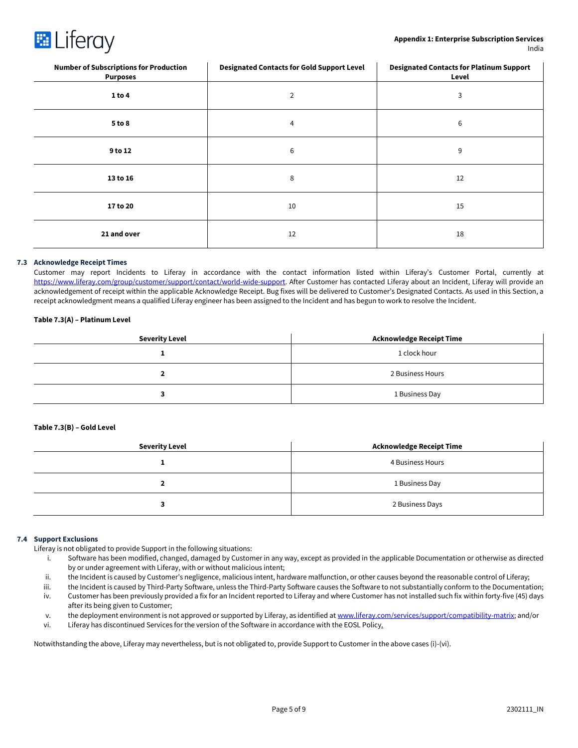| Number of Subscriptions for Production Purposes | Designated Contacts for Gold Support Level | Designated Contacts for Platinum Support Level |
|---|---|---|
| **1 to 4** | 2 | 3 |
| **5 to 8** | 4 | 6 |
| **9 to 12** | 6 | 9 |
| **13 to 16** | 8 | 12 |
| **17 to 20** | 10 | 15 |
| **21 and over** | 12 | 18 |

### 7.3 Acknowledge Receipt Times

Customer may report Incidents to Liferay in accordance with the contact information listed within Liferay's Customer Portal, currently at https://www.liferay.com/group/customer/support/contact/world-wide-support. After Customer has contacted Liferay about an Incident, Liferay will provide an acknowledgement of receipt within the applicable Acknowledge Receipt. Bug fixes will be delivered to Customer's Designated Contacts. As used in this Section, a receipt acknowledgment means a qualified Liferay engineer has been assigned to the Incident and has begun to work to resolve the Incident.

**Table 7.3(A) – Platinum Level**

| Severity Level | Acknowledge Receipt Time |
|---|---|
| **1** | 1 clock hour |
| **2** | 2 Business Hours |
| **3** | 1 Business Day |

**Table 7.3(B) – Gold Level**

| Severity Level | Acknowledge Receipt Time |
|---|---|
| **1** | 4 Business Hours |
| **2** | 1 Business Day |
| **3** | 2 Business Days |

### 7.4 Support Exclusions

Liferay is not obligated to provide Support in the following situations:

i. Software has been modified, changed, damaged by Customer in any way, except as provided in the applicable Documentation or otherwise as directed by or under agreement with Liferay, with or without malicious intent;
ii. the Incident is caused by Customer's negligence, malicious intent, hardware malfunction, or other causes beyond the reasonable control of Liferay;
iii. the Incident is caused by Third-Party Software, unless the Third-Party Software causes the Software to not substantially conform to the Documentation;
iv. Customer has been previously provided a fix for an Incident reported to Liferay and where Customer has not installed such fix within forty-five (45) days after its being given to Customer;
v. the deployment environment is not approved or supported by Liferay, as identified at www.liferay.com/services/support/compatibility-matrix; and/or
vi. Liferay has discontinued Services for the version of the Software in accordance with the EOSL Policy.

Notwithstanding the above, Liferay may nevertheless, but is not obligated to, provide Support to Customer in the above cases (i)-(vi).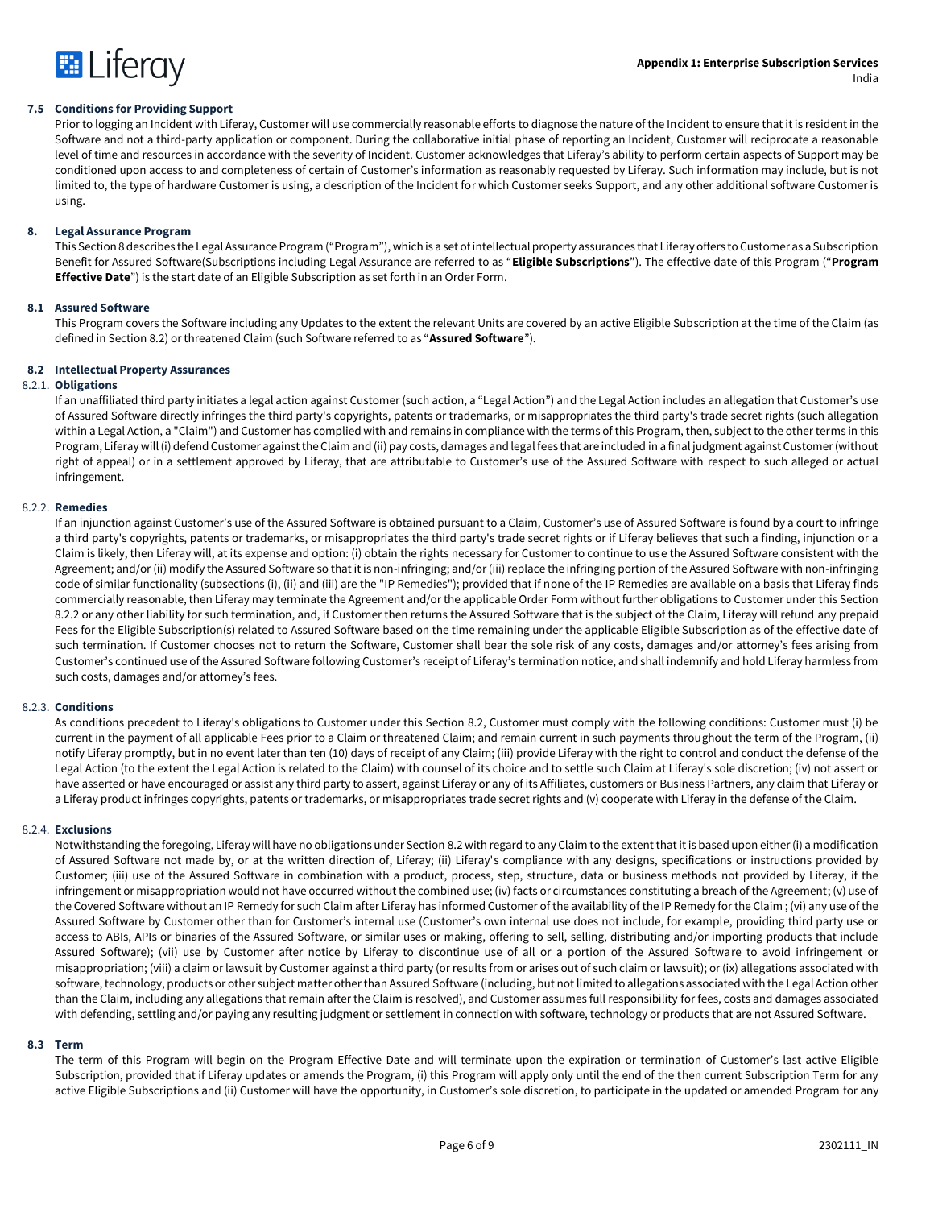### 7.5 Conditions for Providing Support

Prior to logging an Incident with Liferay, Customer will use commercially reasonable efforts to diagnose the nature of the Incident to ensure that it is resident in the Software and not a third-party application or component. During the collaborative initial phase of reporting an Incident, Customer will reciprocate a reasonable level of time and resources in accordance with the severity of Incident. Customer acknowledges that Liferay's ability to perform certain aspects of Support may be conditioned upon access to and completeness of certain of Customer's information as reasonably requested by Liferay. Such information may include, but is not limited to, the type of hardware Customer is using, a description of the Incident for which Customer seeks Support, and any other additional software Customer is using.

## 8. Legal Assurance Program

This Section 8 describes the Legal Assurance Program ("Program"), which is a set of intellectual property assurances that Liferay offers to Customer as a Subscription Benefit for Assured Software(Subscriptions including Legal Assurance are referred to as "**Eligible Subscriptions**"). The effective date of this Program ("**Program Effective Date**") is the start date of an Eligible Subscription as set forth in an Order Form.

### 8.1 Assured Software

This Program covers the Software including any Updates to the extent the relevant Units are covered by an active Eligible Subscription at the time of the Claim (as defined in Section 8.2) or threatened Claim (such Software referred to as "**Assured Software**").

### 8.2 Intellectual Property Assurances

#### 8.2.1. Obligations

If an unaffiliated third party initiates a legal action against Customer (such action, a "Legal Action") and the Legal Action includes an allegation that Customer's use of Assured Software directly infringes the third party's copyrights, patents or trademarks, or misappropriates the third party's trade secret rights (such allegation within a Legal Action, a "Claim") and Customer has complied with and remains in compliance with the terms of this Program, then, subject to the other terms in this Program, Liferay will (i) defend Customer against the Claim and (ii) pay costs, damages and legal fees that are included in a final judgment against Customer (without right of appeal) or in a settlement approved by Liferay, that are attributable to Customer's use of the Assured Software with respect to such alleged or actual infringement.

#### 8.2.2. Remedies

If an injunction against Customer's use of the Assured Software is obtained pursuant to a Claim, Customer's use of Assured Software is found by a court to infringe a third party's copyrights, patents or trademarks, or misappropriates the third party's trade secret rights or if Liferay believes that such a finding, injunction or a Claim is likely, then Liferay will, at its expense and option: (i) obtain the rights necessary for Customer to continue to use the Assured Software consistent with the Agreement; and/or (ii) modify the Assured Software so that it is non-infringing; and/or (iii) replace the infringing portion of the Assured Software with non-infringing code of similar functionality (subsections (i), (ii) and (iii) are the "IP Remedies"); provided that if none of the IP Remedies are available on a basis that Liferay finds commercially reasonable, then Liferay may terminate the Agreement and/or the applicable Order Form without further obligations to Customer under this Section 8.2.2 or any other liability for such termination, and, if Customer then returns the Assured Software that is the subject of the Claim, Liferay will refund any prepaid Fees for the Eligible Subscription(s) related to Assured Software based on the time remaining under the applicable Eligible Subscription as of the effective date of such termination. If Customer chooses not to return the Software, Customer shall bear the sole risk of any costs, damages and/or attorney's fees arising from Customer's continued use of the Assured Software following Customer's receipt of Liferay's termination notice, and shall indemnify and hold Liferay harmless from such costs, damages and/or attorney's fees.

#### 8.2.3. Conditions

As conditions precedent to Liferay's obligations to Customer under this Section 8.2, Customer must comply with the following conditions: Customer must (i) be current in the payment of all applicable Fees prior to a Claim or threatened Claim; and remain current in such payments throughout the term of the Program, (ii) notify Liferay promptly, but in no event later than ten (10) days of receipt of any Claim; (iii) provide Liferay with the right to control and conduct the defense of the Legal Action (to the extent the Legal Action is related to the Claim) with counsel of its choice and to settle such Claim at Liferay's sole discretion; (iv) not assert or have asserted or have encouraged or assist any third party to assert, against Liferay or any of its Affiliates, customers or Business Partners, any claim that Liferay or a Liferay product infringes copyrights, patents or trademarks, or misappropriates trade secret rights and (v) cooperate with Liferay in the defense of the Claim.

#### 8.2.4. Exclusions

Notwithstanding the foregoing, Liferay will have no obligations under Section 8.2 with regard to any Claim to the extent that it is based upon either (i) a modification of Assured Software not made by, or at the written direction of, Liferay; (ii) Liferay's compliance with any designs, specifications or instructions provided by Customer; (iii) use of the Assured Software in combination with a product, process, step, structure, data or business methods not provided by Liferay, if the infringement or misappropriation would not have occurred without the combined use; (iv) facts or circumstances constituting a breach of the Agreement; (v) use of the Covered Software without an IP Remedy for such Claim after Liferay has informed Customer of the availability of the IP Remedy for the Claim ; (vi) any use of the Assured Software by Customer other than for Customer's internal use (Customer's own internal use does not include, for example, providing third party use or access to ABIs, APIs or binaries of the Assured Software, or similar uses or making, offering to sell, selling, distributing and/or importing products that include Assured Software); (vii) use by Customer after notice by Liferay to discontinue use of all or a portion of the Assured Software to avoid infringement or misappropriation; (viii) a claim or lawsuit by Customer against a third party (or results from or arises out of such claim or lawsuit); or (ix) allegations associated with software, technology, products or other subject matter other than Assured Software (including, but not limited to allegations associated with the Legal Action other than the Claim, including any allegations that remain after the Claim is resolved), and Customer assumes full responsibility for fees, costs and damages associated with defending, settling and/or paying any resulting judgment or settlement in connection with software, technology or products that are not Assured Software.

### 8.3 Term

The term of this Program will begin on the Program Effective Date and will terminate upon the expiration or termination of Customer's last active Eligible Subscription, provided that if Liferay updates or amends the Program, (i) this Program will apply only until the end of the then current Subscription Term for any active Eligible Subscriptions and (ii) Customer will have the opportunity, in Customer's sole discretion, to participate in the updated or amended Program for any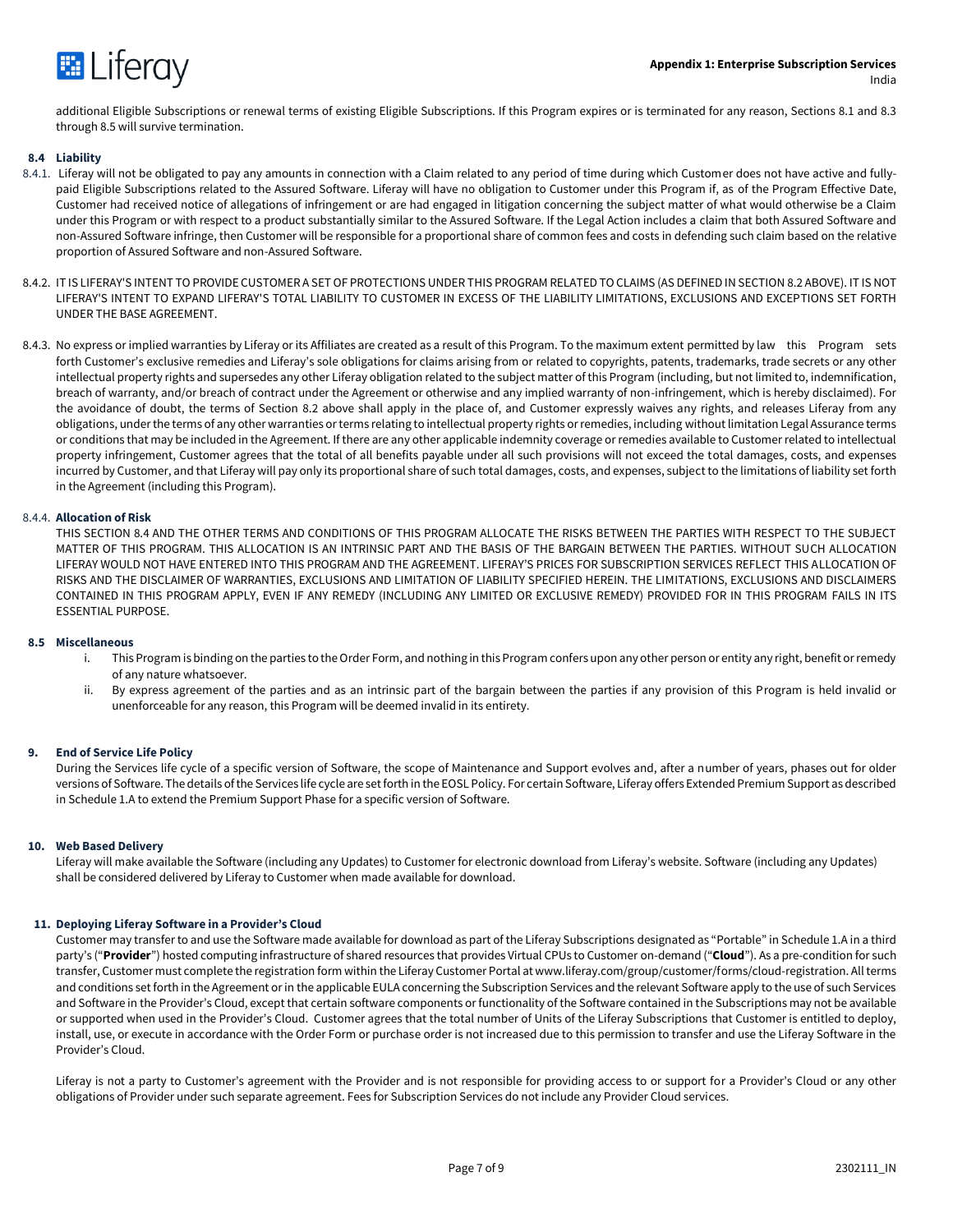additional Eligible Subscriptions or renewal terms of existing Eligible Subscriptions. If this Program expires or is terminated for any reason, Sections 8.1 and 8.3 through 8.5 will survive termination.

### 8.4 Liability

8.4.1. Liferay will not be obligated to pay any amounts in connection with a Claim related to any period of time during which Customer does not have active and fully-paid Eligible Subscriptions related to the Assured Software. Liferay will have no obligation to Customer under this Program if, as of the Program Effective Date, Customer had received notice of allegations of infringement or are had engaged in litigation concerning the subject matter of what would otherwise be a Claim under this Program or with respect to a product substantially similar to the Assured Software. If the Legal Action includes a claim that both Assured Software and non-Assured Software infringe, then Customer will be responsible for a proportional share of common fees and costs in defending such claim based on the relative proportion of Assured Software and non-Assured Software.

8.4.2. IT IS LIFERAY'S INTENT TO PROVIDE CUSTOMER A SET OF PROTECTIONS UNDER THIS PROGRAM RELATED TO CLAIMS (AS DEFINED IN SECTION 8.2 ABOVE). IT IS NOT LIFERAY'S INTENT TO EXPAND LIFERAY'S TOTAL LIABILITY TO CUSTOMER IN EXCESS OF THE LIABILITY LIMITATIONS, EXCLUSIONS AND EXCEPTIONS SET FORTH UNDER THE BASE AGREEMENT.

8.4.3. No express or implied warranties by Liferay or its Affiliates are created as a result of this Program. To the maximum extent permitted by law this Program sets forth Customer's exclusive remedies and Liferay's sole obligations for claims arising from or related to copyrights, patents, trademarks, trade secrets or any other intellectual property rights and supersedes any other Liferay obligation related to the subject matter of this Program (including, but not limited to, indemnification, breach of warranty, and/or breach of contract under the Agreement or otherwise and any implied warranty of non-infringement, which is hereby disclaimed). For the avoidance of doubt, the terms of Section 8.2 above shall apply in the place of, and Customer expressly waives any rights, and releases Liferay from any obligations, under the terms of any other warranties or terms relating to intellectual property rights or remedies, including without limitation Legal Assurance terms or conditions that may be included in the Agreement. If there are any other applicable indemnity coverage or remedies available to Customer related to intellectual property infringement, Customer agrees that the total of all benefits payable under all such provisions will not exceed the total damages, costs, and expenses incurred by Customer, and that Liferay will pay only its proportional share of such total damages, costs, and expenses, subject to the limitations of liability set forth in the Agreement (including this Program).

8.4.4. **Allocation of Risk**

THIS SECTION 8.4 AND THE OTHER TERMS AND CONDITIONS OF THIS PROGRAM ALLOCATE THE RISKS BETWEEN THE PARTIES WITH RESPECT TO THE SUBJECT MATTER OF THIS PROGRAM. THIS ALLOCATION IS AN INTRINSIC PART AND THE BASIS OF THE BARGAIN BETWEEN THE PARTIES. WITHOUT SUCH ALLOCATION LIFERAY WOULD NOT HAVE ENTERED INTO THIS PROGRAM AND THE AGREEMENT. LIFERAY'S PRICES FOR SUBSCRIPTION SERVICES REFLECT THIS ALLOCATION OF RISKS AND THE DISCLAIMER OF WARRANTIES, EXCLUSIONS AND LIMITATION OF LIABILITY SPECIFIED HEREIN. THE LIMITATIONS, EXCLUSIONS AND DISCLAIMERS CONTAINED IN THIS PROGRAM APPLY, EVEN IF ANY REMEDY (INCLUDING ANY LIMITED OR EXCLUSIVE REMEDY) PROVIDED FOR IN THIS PROGRAM FAILS IN ITS ESSENTIAL PURPOSE.

### 8.5 Miscellaneous

i. This Program is binding on the parties to the Order Form, and nothing in this Program confers upon any other person or entity any right, benefit or remedy of any nature whatsoever.

ii. By express agreement of the parties and as an intrinsic part of the bargain between the parties if any provision of this Program is held invalid or unenforceable for any reason, this Program will be deemed invalid in its entirety.

## 9. End of Service Life Policy

During the Services life cycle of a specific version of Software, the scope of Maintenance and Support evolves and, after a number of years, phases out for older versions of Software. The details of the Services life cycle are set forth in the EOSL Policy. For certain Software, Liferay offers Extended Premium Support as described in Schedule 1.A to extend the Premium Support Phase for a specific version of Software.

## 10. Web Based Delivery

Liferay will make available the Software (including any Updates) to Customer for electronic download from Liferay's website. Software (including any Updates) shall be considered delivered by Liferay to Customer when made available for download.

## 11. Deploying Liferay Software in a Provider's Cloud

Customer may transfer to and use the Software made available for download as part of the Liferay Subscriptions designated as "Portable" in Schedule 1.A in a third party's ("**Provider**") hosted computing infrastructure of shared resources that provides Virtual CPUs to Customer on-demand ("**Cloud**"). As a pre-condition for such transfer, Customer must complete the registration form within the Liferay Customer Portal at www.liferay.com/group/customer/forms/cloud-registration. All terms and conditions set forth in the Agreement or in the applicable EULA concerning the Subscription Services and the relevant Software apply to the use of such Services and Software in the Provider's Cloud, except that certain software components or functionality of the Software contained in the Subscriptions may not be available or supported when used in the Provider's Cloud. Customer agrees that the total number of Units of the Liferay Subscriptions that Customer is entitled to deploy, install, use, or execute in accordance with the Order Form or purchase order is not increased due to this permission to transfer and use the Liferay Software in the Provider's Cloud.

Liferay is not a party to Customer's agreement with the Provider and is not responsible for providing access to or support for a Provider's Cloud or any other obligations of Provider under such separate agreement. Fees for Subscription Services do not include any Provider Cloud services.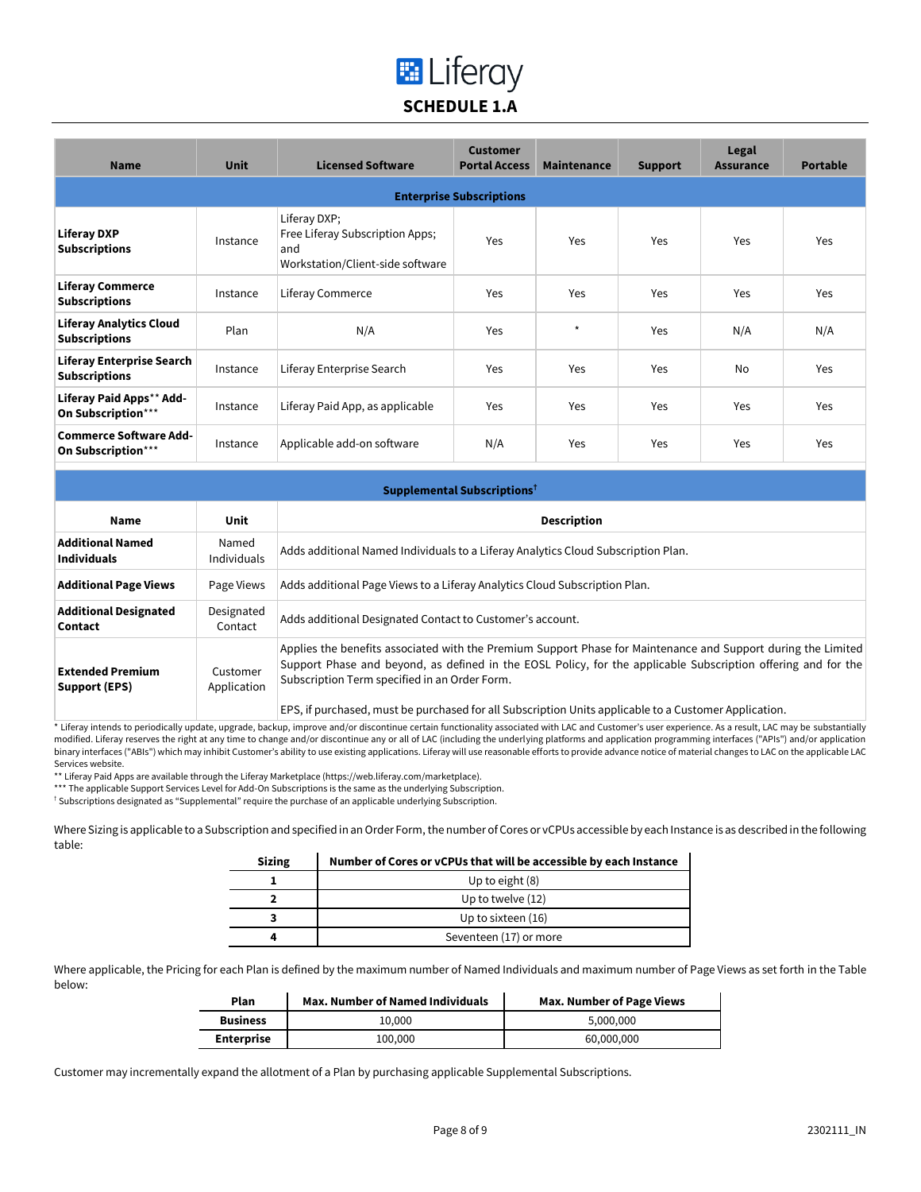# SCHEDULE 1.A

| Name | Unit | Licensed Software | Customer Portal Access | Maintenance | Support | Legal Assurance | Portable |
|---|---|---|---|---|---|---|---|
| **Enterprise Subscriptions** | | | | | | | |
| **Liferay DXP Subscriptions** | Instance | Liferay DXP; Free Liferay Subscription Apps; and Workstation/Client-side software | Yes | Yes | Yes | Yes | Yes |
| **Liferay Commerce Subscriptions** | Instance | Liferay Commerce | Yes | Yes | Yes | Yes | Yes |
| **Liferay Analytics Cloud Subscriptions** | Plan | N/A | Yes | * | Yes | N/A | N/A |
| **Liferay Enterprise Search Subscriptions** | Instance | Liferay Enterprise Search | Yes | Yes | Yes | No | Yes |
| **Liferay Paid Apps** Add-On Subscription***** | Instance | Liferay Paid App, as applicable | Yes | Yes | Yes | Yes | Yes |
| **Commerce Software Add-On Subscription***** | Instance | Applicable add-on software | N/A | Yes | Yes | Yes | Yes |

**Supplemental Subscriptions**[†]

| Name | Unit | Description |
|---|---|---|
| **Additional Named Individuals** | Named Individuals | Adds additional Named Individuals to a Liferay Analytics Cloud Subscription Plan. |
| **Additional Page Views** | Page Views | Adds additional Page Views to a Liferay Analytics Cloud Subscription Plan. |
| **Additional Designated Contact** | Designated Contact | Adds additional Designated Contact to Customer's account. |
| **Extended Premium Support (EPS)** | Customer Application | Applies the benefits associated with the Premium Support Phase for Maintenance and Support during the Limited Support Phase and beyond, as defined in the EOSL Policy, for the applicable Subscription offering and for the Subscription Term specified in an Order Form.<br><br>EPS, if purchased, must be purchased for all Subscription Units applicable to a Customer Application. |

* Liferay intends to periodically update, upgrade, backup, improve and/or discontinue certain functionality associated with LAC and Customer's user experience. As a result, LAC may be substantially modified. Liferay reserves the right at any time to change and/or discontinue any or all of LAC (including the underlying platforms and application programming interfaces ("APIs") and/or application binary interfaces ("ABIs") which may inhibit Customer's ability to use existing applications. Liferay will use reasonable efforts to provide advance notice of material changes to LAC on the applicable LAC Services website.

** Liferay Paid Apps are available through the Liferay Marketplace (https://web.liferay.com/marketplace).

*** The applicable Support Services Level for Add-On Subscriptions is the same as the underlying Subscription.

[†] Subscriptions designated as "Supplemental" require the purchase of an applicable underlying Subscription.

Where Sizing is applicable to a Subscription and specified in an Order Form, the number of Cores or vCPUs accessible by each Instance is as described in the following table:

| Sizing | Number of Cores or vCPUs that will be accessible by each Instance |
|---|---|
| 1 | Up to eight (8) |
| 2 | Up to twelve (12) |
| 3 | Up to sixteen (16) |
| 4 | Seventeen (17) or more |

Where applicable, the Pricing for each Plan is defined by the maximum number of Named Individuals and maximum number of Page Views as set forth in the Table below:

| Plan | Max. Number of Named Individuals | Max. Number of Page Views |
|---|---|---|
| **Business** | 10,000 | 5,000,000 |
| **Enterprise** | 100,000 | 60,000,000 |

Customer may incrementally expand the allotment of a Plan by purchasing applicable Supplemental Subscriptions.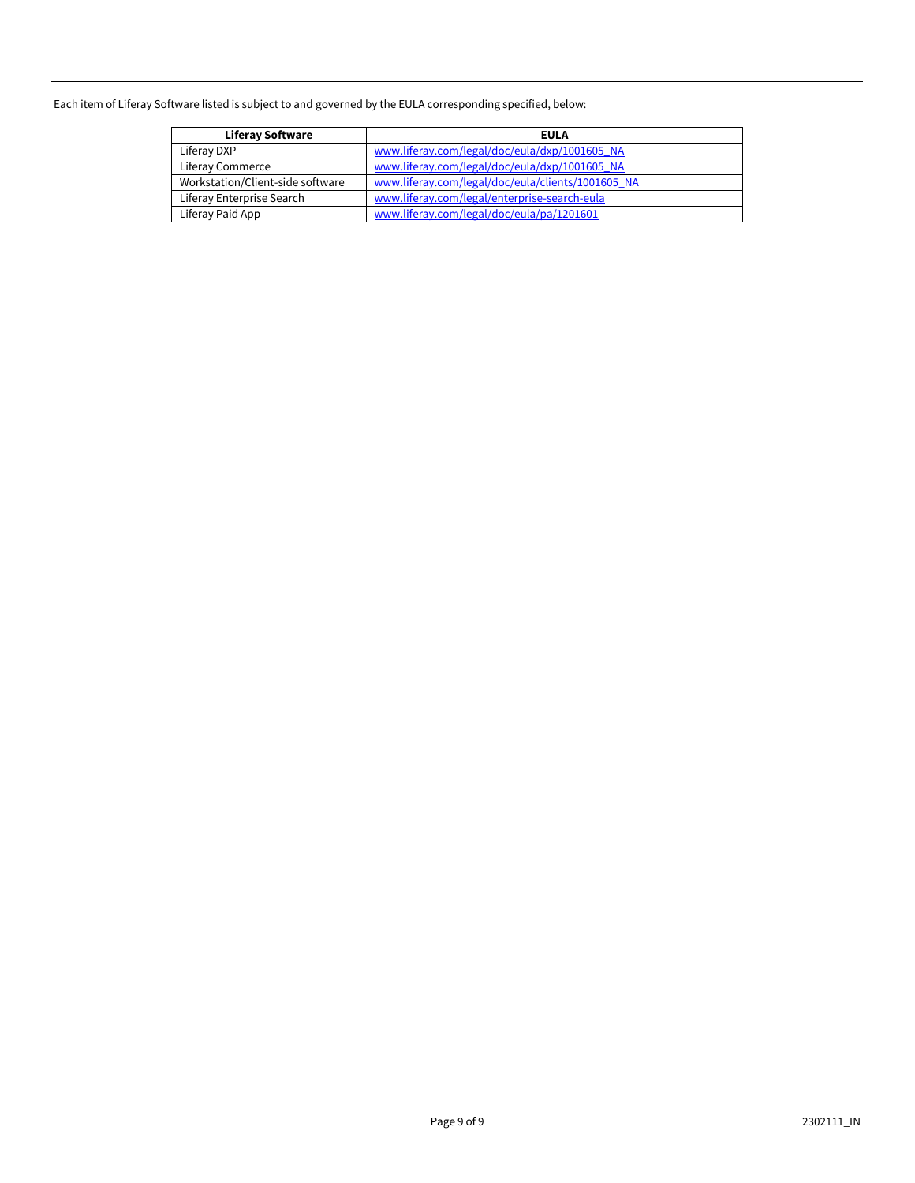Each item of Liferay Software listed is subject to and governed by the EULA corresponding specified, below:

| Liferay Software | EULA |
| --- | --- |
| Liferay DXP | www.liferay.com/legal/doc/eula/dxp/1001605_NA |
| Liferay Commerce | www.liferay.com/legal/doc/eula/dxp/1001605_NA |
| Workstation/Client-side software | www.liferay.com/legal/doc/eula/clients/1001605_NA |
| Liferay Enterprise Search | www.liferay.com/legal/enterprise-search-eula |
| Liferay Paid App | www.liferay.com/legal/doc/eula/pa/1201601 |